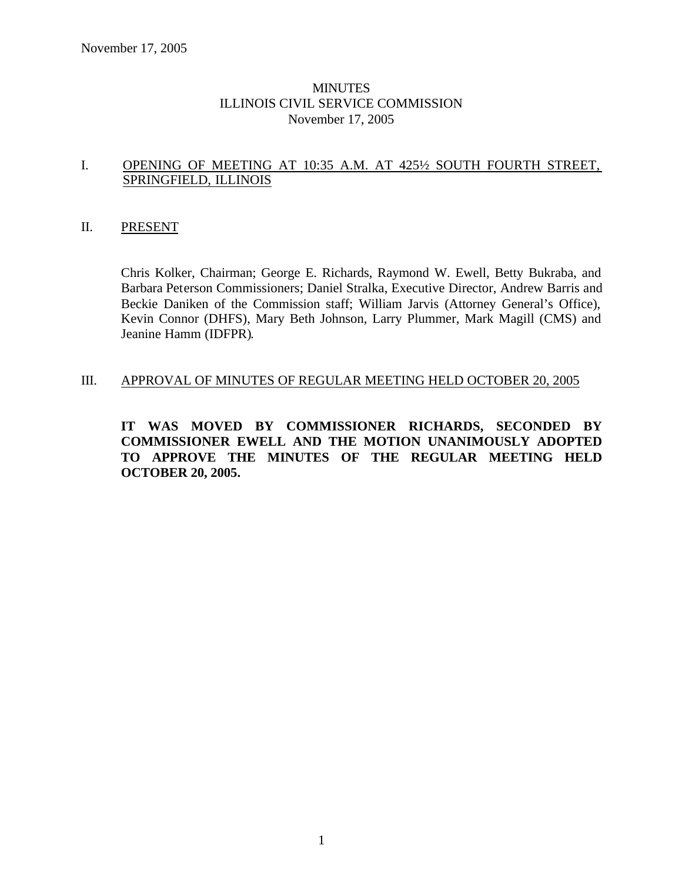# MINUTES
## ILLINOIS CIVIL SERVICE COMMISSION
### November 17, 2005

## I. OPENING OF MEETING AT 10:35 A.M. AT 425½ SOUTH FOURTH STREET, SPRINGFIELD, ILLINOIS

## II. PRESENT

Chris Kolker, Chairman; George E. Richards, Raymond W. Ewell, Betty Bukraba, and Barbara Peterson Commissioners; Daniel Stralka, Executive Director, Andrew Barris and Beckie Daniken of the Commission staff; William Jarvis (Attorney General's Office), Kevin Connor (DHFS), Mary Beth Johnson, Larry Plummer, Mark Magill (CMS) and Jeanine Hamm (IDFPR).

## III. APPROVAL OF MINUTES OF REGULAR MEETING HELD OCTOBER 20, 2005

**IT WAS MOVED BY COMMISSIONER RICHARDS, SECONDED BY COMMISSIONER EWELL AND THE MOTION UNANIMOUSLY ADOPTED TO APPROVE THE MINUTES OF THE REGULAR MEETING HELD OCTOBER 20, 2005.**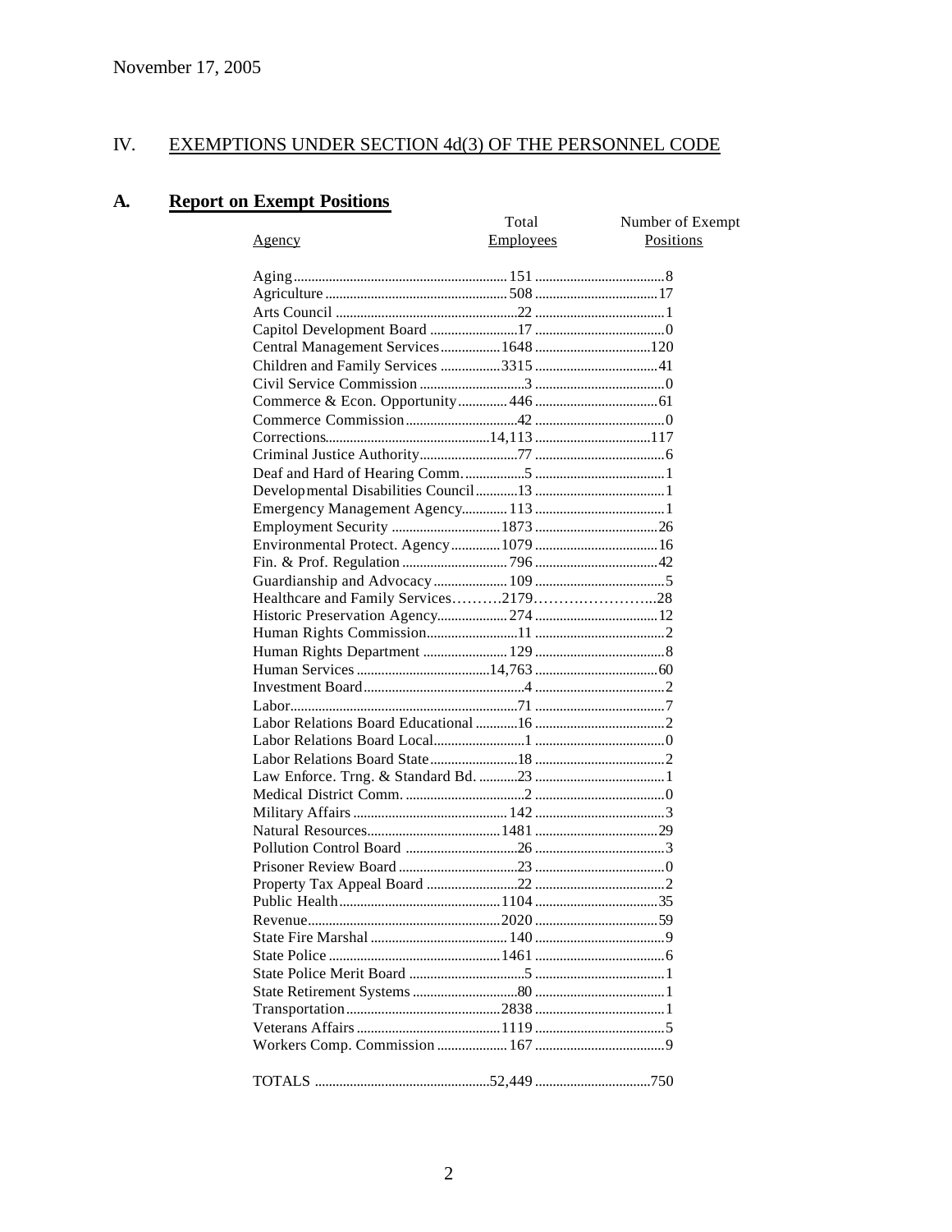November 17, 2005

## IV. EXEMPTIONS UNDER SECTION 4d(3) OF THE PERSONNEL CODE

### A. Report on Exempt Positions

| Agency | Total Employees | Number of Exempt Positions |
|---|---|---|
| Aging | 151 | 8 |
| Agriculture | 508 | 17 |
| Arts Council | 22 | 1 |
| Capitol Development Board | 17 | 0 |
| Central Management Services | 1648 | 120 |
| Children and Family Services | 3315 | 41 |
| Civil Service Commission | 3 | 0 |
| Commerce & Econ. Opportunity | 446 | 61 |
| Commerce Commission | 42 | 0 |
| Corrections | 14,113 | 117 |
| Criminal Justice Authority | 77 | 6 |
| Deaf and Hard of Hearing Comm. | 5 | 1 |
| Developmental Disabilities Council | 13 | 1 |
| Emergency Management Agency | 113 | 1 |
| Employment Security | 1873 | 26 |
| Environmental Protect. Agency | 1079 | 16 |
| Fin. & Prof. Regulation | 796 | 42 |
| Guardianship and Advocacy | 109 | 5 |
| Healthcare and Family Services | 2179 | 28 |
| Historic Preservation Agency | 274 | 12 |
| Human Rights Commission | 11 | 2 |
| Human Rights Department | 129 | 8 |
| Human Services | 14,763 | 60 |
| Investment Board | 4 | 2 |
| Labor | 71 | 7 |
| Labor Relations Board Educational | 16 | 2 |
| Labor Relations Board Local | 1 | 0 |
| Labor Relations Board State | 18 | 2 |
| Law Enforce. Trng. & Standard Bd. | 23 | 1 |
| Medical District Comm. | 2 | 0 |
| Military Affairs | 142 | 3 |
| Natural Resources | 1481 | 29 |
| Pollution Control Board | 26 | 3 |
| Prisoner Review Board | 23 | 0 |
| Property Tax Appeal Board | 22 | 2 |
| Public Health | 1104 | 35 |
| Revenue | 2020 | 59 |
| State Fire Marshal | 140 | 9 |
| State Police | 1461 | 6 |
| State Police Merit Board | 5 | 1 |
| State Retirement Systems | 80 | 1 |
| Transportation | 2838 | 1 |
| Veterans Affairs | 1119 | 5 |
| Workers Comp. Commission | 167 | 9 |
| TOTALS | 52,449 | 750 |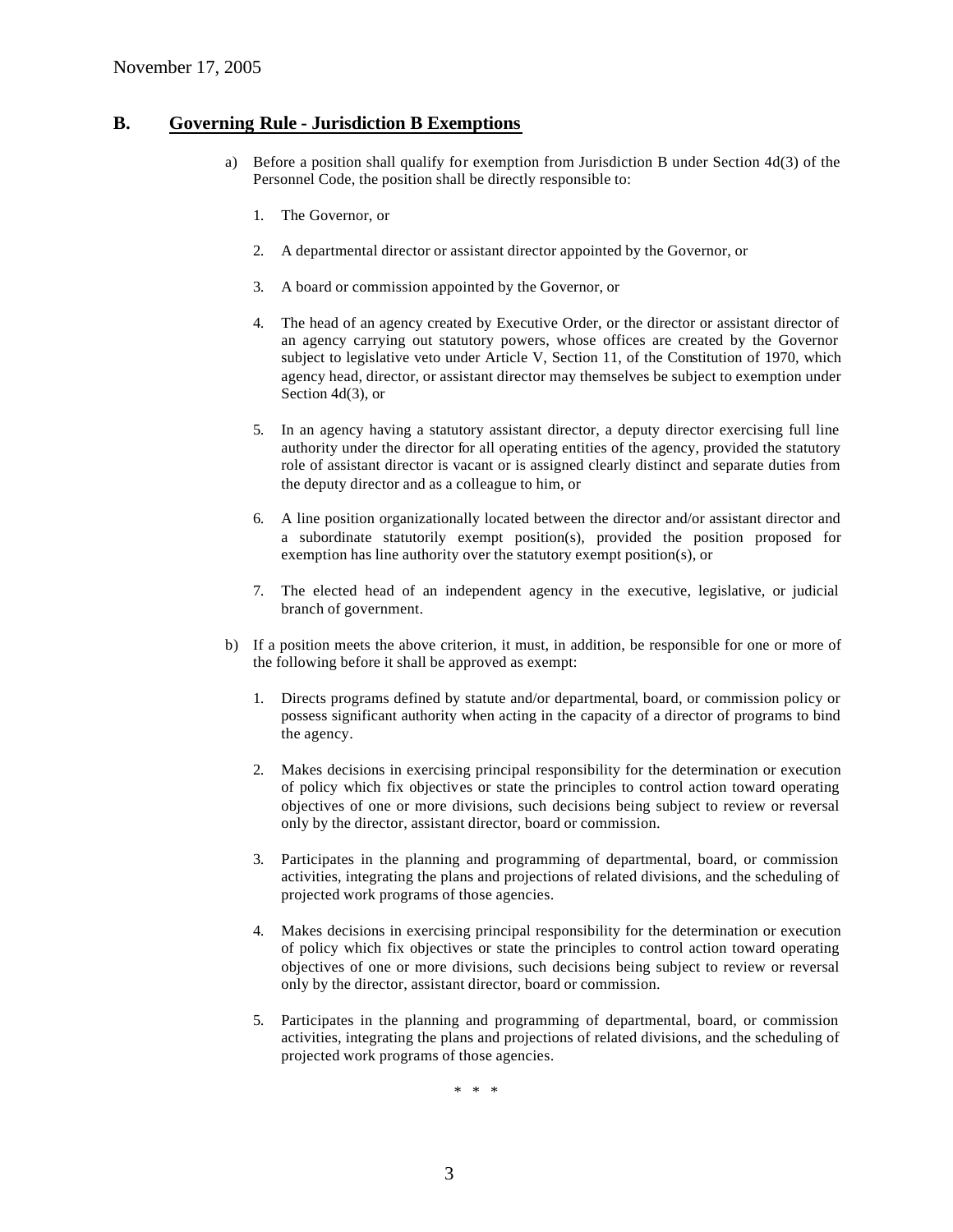November 17, 2005

## B. Governing Rule - Jurisdiction B Exemptions

a) Before a position shall qualify for exemption from Jurisdiction B under Section 4d(3) of the Personnel Code, the position shall be directly responsible to:

1. The Governor, or

2. A departmental director or assistant director appointed by the Governor, or

3. A board or commission appointed by the Governor, or

4. The head of an agency created by Executive Order, or the director or assistant director of an agency carrying out statutory powers, whose offices are created by the Governor subject to legislative veto under Article V, Section 11, of the Constitution of 1970, which agency head, director, or assistant director may themselves be subject to exemption under Section 4d(3), or

5. In an agency having a statutory assistant director, a deputy director exercising full line authority under the director for all operating entities of the agency, provided the statutory role of assistant director is vacant or is assigned clearly distinct and separate duties from the deputy director and as a colleague to him, or

6. A line position organizationally located between the director and/or assistant director and a subordinate statutorily exempt position(s), provided the position proposed for exemption has line authority over the statutory exempt position(s), or

7. The elected head of an independent agency in the executive, legislative, or judicial branch of government.

b) If a position meets the above criterion, it must, in addition, be responsible for one or more of the following before it shall be approved as exempt:

1. Directs programs defined by statute and/or departmental, board, or commission policy or possess significant authority when acting in the capacity of a director of programs to bind the agency.

2. Makes decisions in exercising principal responsibility for the determination or execution of policy which fix objectives or state the principles to control action toward operating objectives of one or more divisions, such decisions being subject to review or reversal only by the director, assistant director, board or commission.

3. Participates in the planning and programming of departmental, board, or commission activities, integrating the plans and projections of related divisions, and the scheduling of projected work programs of those agencies.

4. Makes decisions in exercising principal responsibility for the determination or execution of policy which fix objectives or state the principles to control action toward operating objectives of one or more divisions, such decisions being subject to review or reversal only by the director, assistant director, board or commission.

5. Participates in the planning and programming of departmental, board, or commission activities, integrating the plans and projections of related divisions, and the scheduling of projected work programs of those agencies.

\* \* \*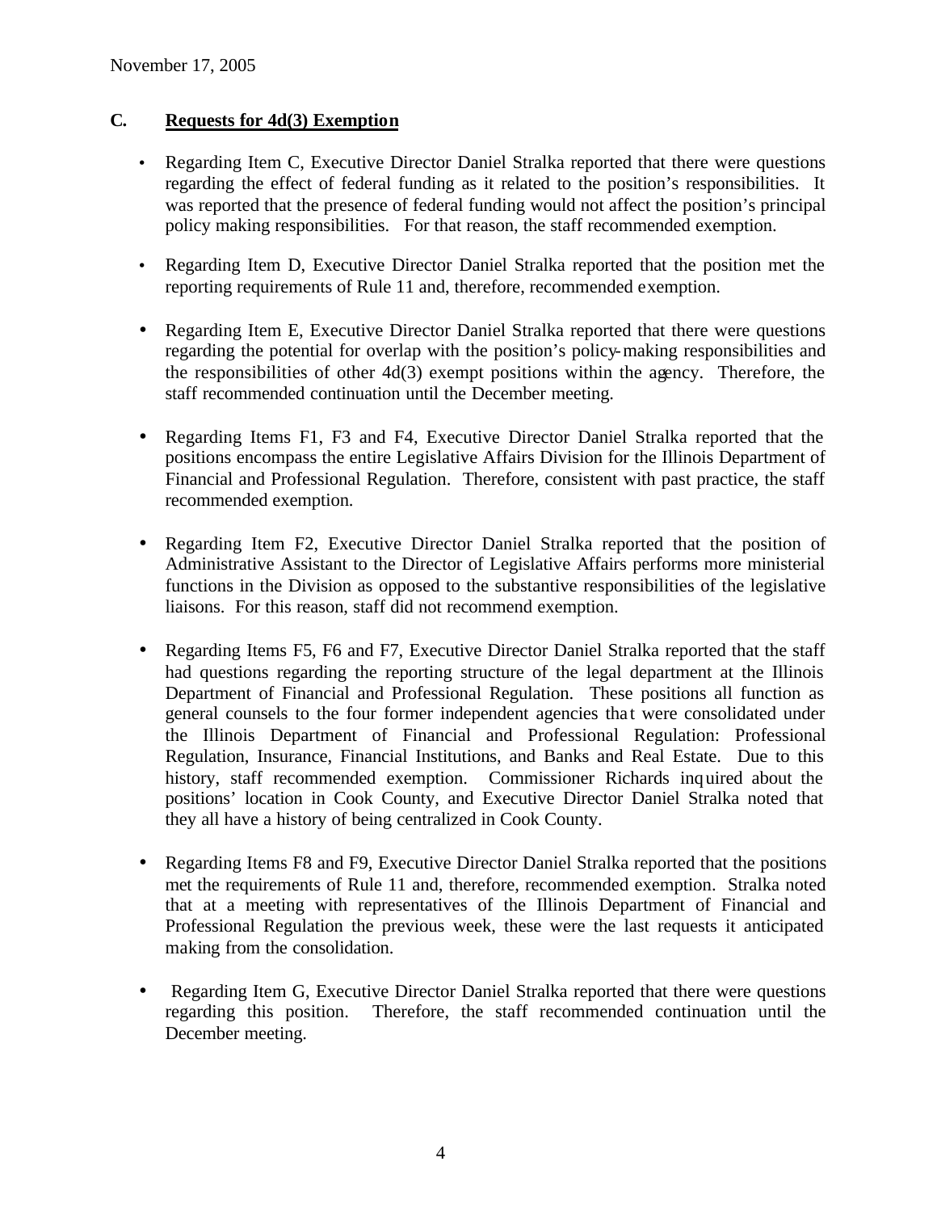## C. Requests for 4d(3) Exemption

- Regarding Item C, Executive Director Daniel Stralka reported that there were questions regarding the effect of federal funding as it related to the position's responsibilities. It was reported that the presence of federal funding would not affect the position's principal policy making responsibilities. For that reason, the staff recommended exemption.

- Regarding Item D, Executive Director Daniel Stralka reported that the position met the reporting requirements of Rule 11 and, therefore, recommended exemption.

- Regarding Item E, Executive Director Daniel Stralka reported that there were questions regarding the potential for overlap with the position's policy-making responsibilities and the responsibilities of other 4d(3) exempt positions within the agency. Therefore, the staff recommended continuation until the December meeting.

- Regarding Items F1, F3 and F4, Executive Director Daniel Stralka reported that the positions encompass the entire Legislative Affairs Division for the Illinois Department of Financial and Professional Regulation. Therefore, consistent with past practice, the staff recommended exemption.

- Regarding Item F2, Executive Director Daniel Stralka reported that the position of Administrative Assistant to the Director of Legislative Affairs performs more ministerial functions in the Division as opposed to the substantive responsibilities of the legislative liaisons. For this reason, staff did not recommend exemption.

- Regarding Items F5, F6 and F7, Executive Director Daniel Stralka reported that the staff had questions regarding the reporting structure of the legal department at the Illinois Department of Financial and Professional Regulation. These positions all function as general counsels to the four former independent agencies that were consolidated under the Illinois Department of Financial and Professional Regulation: Professional Regulation, Insurance, Financial Institutions, and Banks and Real Estate. Due to this history, staff recommended exemption. Commissioner Richards inquired about the positions' location in Cook County, and Executive Director Daniel Stralka noted that they all have a history of being centralized in Cook County.

- Regarding Items F8 and F9, Executive Director Daniel Stralka reported that the positions met the requirements of Rule 11 and, therefore, recommended exemption. Stralka noted that at a meeting with representatives of the Illinois Department of Financial and Professional Regulation the previous week, these were the last requests it anticipated making from the consolidation.

- Regarding Item G, Executive Director Daniel Stralka reported that there were questions regarding this position. Therefore, the staff recommended continuation until the December meeting.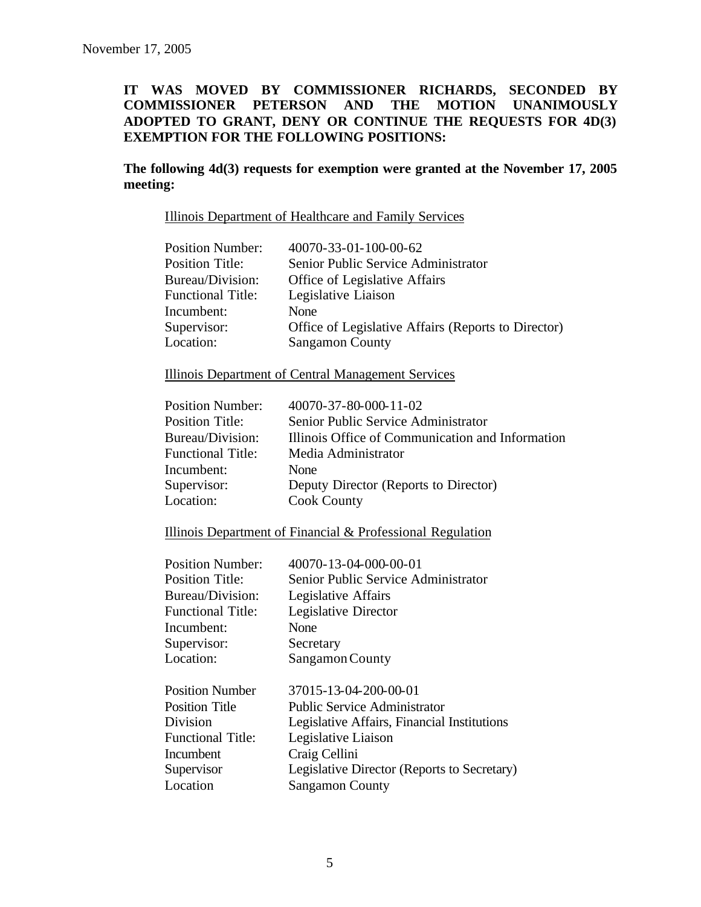November 17, 2005

**IT WAS MOVED BY COMMISSIONER RICHARDS, SECONDED BY COMMISSIONER PETERSON AND THE MOTION UNANIMOUSLY ADOPTED TO GRANT, DENY OR CONTINUE THE REQUESTS FOR 4D(3) EXEMPTION FOR THE FOLLOWING POSITIONS:**

**The following 4d(3) requests for exemption were granted at the November 17, 2005 meeting:**

Illinois Department of Healthcare and Family Services

| | |
|---|---|
| Position Number: | 40070-33-01-100-00-62 |
| Position Title: | Senior Public Service Administrator |
| Bureau/Division: | Office of Legislative Affairs |
| Functional Title: | Legislative Liaison |
| Incumbent: | None |
| Supervisor: | Office of Legislative Affairs (Reports to Director) |
| Location: | Sangamon County |

Illinois Department of Central Management Services

| | |
|---|---|
| Position Number: | 40070-37-80-000-11-02 |
| Position Title: | Senior Public Service Administrator |
| Bureau/Division: | Illinois Office of Communication and Information |
| Functional Title: | Media Administrator |
| Incumbent: | None |
| Supervisor: | Deputy Director (Reports to Director) |
| Location: | Cook County |

Illinois Department of Financial & Professional Regulation

| | |
|---|---|
| Position Number: | 40070-13-04-000-00-01 |
| Position Title: | Senior Public Service Administrator |
| Bureau/Division: | Legislative Affairs |
| Functional Title: | Legislative Director |
| Incumbent: | None |
| Supervisor: | Secretary |
| Location: | Sangamon County |

| | |
|---|---|
| Position Number | 37015-13-04-200-00-01 |
| Position Title | Public Service Administrator |
| Division | Legislative Affairs, Financial Institutions |
| Functional Title: | Legislative Liaison |
| Incumbent | Craig Cellini |
| Supervisor | Legislative Director (Reports to Secretary) |
| Location | Sangamon County |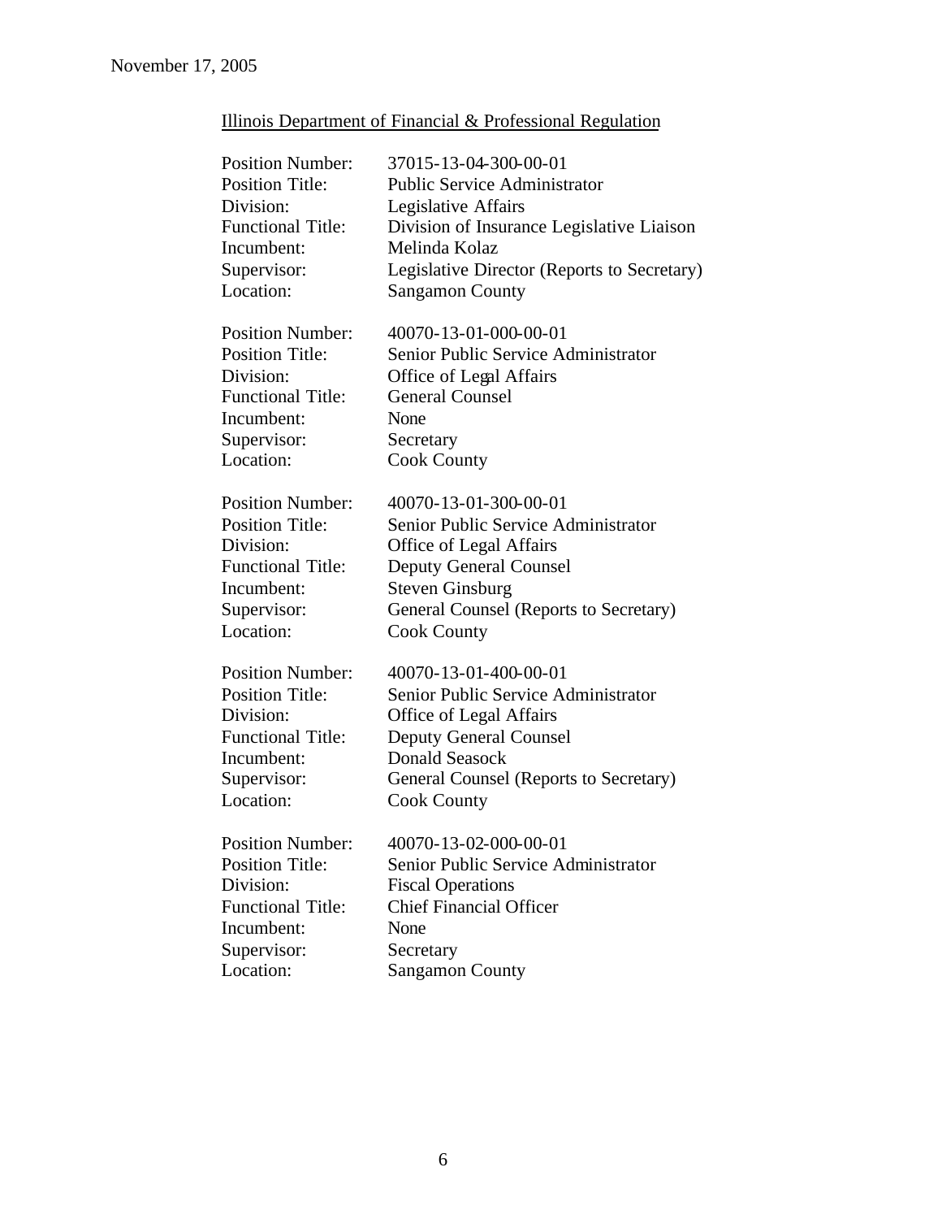November 17, 2005

Illinois Department of Financial & Professional Regulation

Position Number: 37015-13-04-300-00-01
Position Title: Public Service Administrator
Division: Legislative Affairs
Functional Title: Division of Insurance Legislative Liaison
Incumbent: Melinda Kolaz
Supervisor: Legislative Director (Reports to Secretary)
Location: Sangamon County

Position Number: 40070-13-01-000-00-01
Position Title: Senior Public Service Administrator
Division: Office of Legal Affairs
Functional Title: General Counsel
Incumbent: None
Supervisor: Secretary
Location: Cook County

Position Number: 40070-13-01-300-00-01
Position Title: Senior Public Service Administrator
Division: Office of Legal Affairs
Functional Title: Deputy General Counsel
Incumbent: Steven Ginsburg
Supervisor: General Counsel (Reports to Secretary)
Location: Cook County

Position Number: 40070-13-01-400-00-01
Position Title: Senior Public Service Administrator
Division: Office of Legal Affairs
Functional Title: Deputy General Counsel
Incumbent: Donald Seasock
Supervisor: General Counsel (Reports to Secretary)
Location: Cook County

Position Number: 40070-13-02-000-00-01
Position Title: Senior Public Service Administrator
Division: Fiscal Operations
Functional Title: Chief Financial Officer
Incumbent: None
Supervisor: Secretary
Location: Sangamon County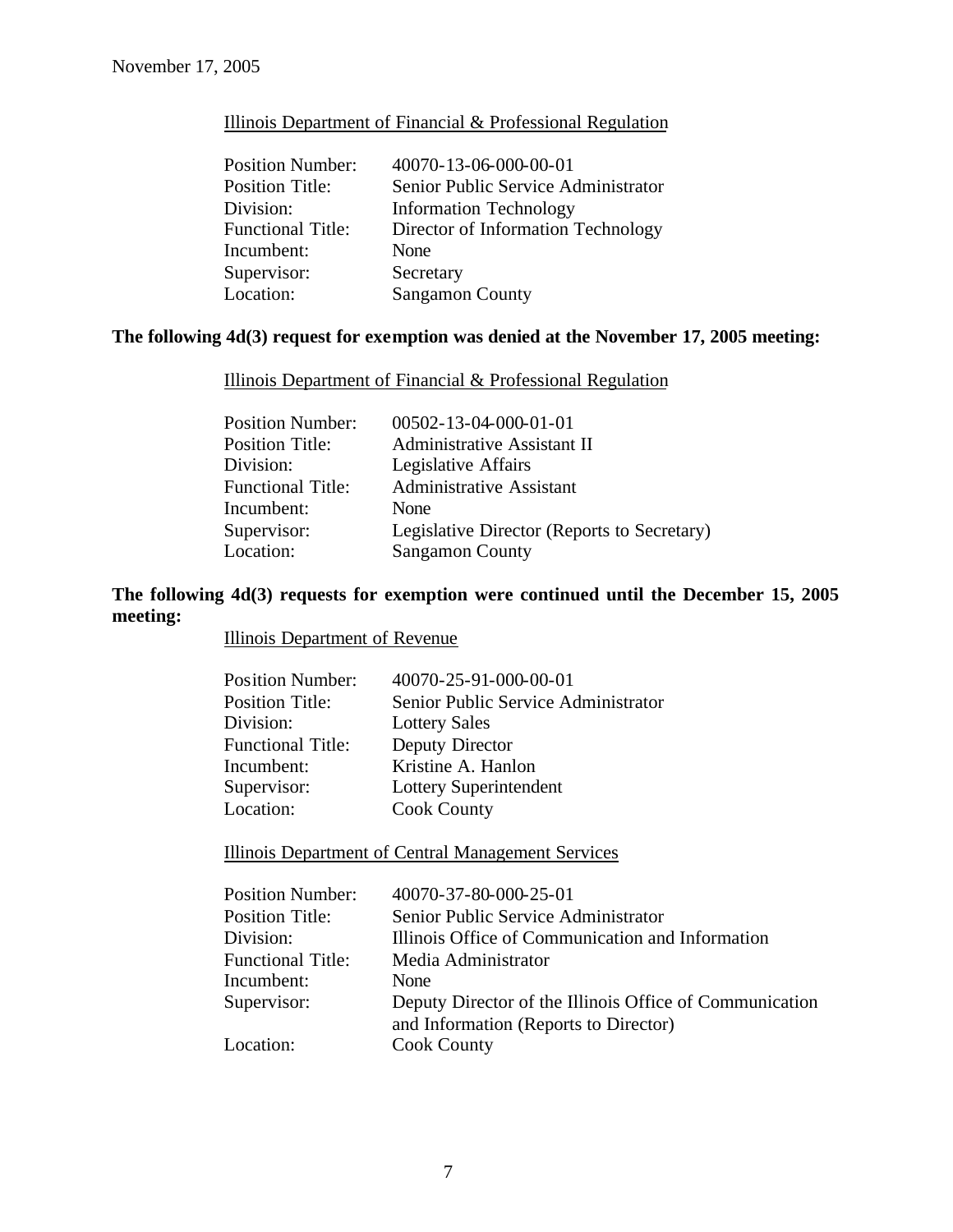November 17, 2005

Illinois Department of Financial & Professional Regulation

| | |
|---|---|
| Position Number: | 40070-13-06-000-00-01 |
| Position Title: | Senior Public Service Administrator |
| Division: | Information Technology |
| Functional Title: | Director of Information Technology |
| Incumbent: | None |
| Supervisor: | Secretary |
| Location: | Sangamon County |

**The following 4d(3) request for exemption was denied at the November 17, 2005 meeting:**

Illinois Department of Financial & Professional Regulation

| | |
|---|---|
| Position Number: | 00502-13-04-000-01-01 |
| Position Title: | Administrative Assistant II |
| Division: | Legislative Affairs |
| Functional Title: | Administrative Assistant |
| Incumbent: | None |
| Supervisor: | Legislative Director (Reports to Secretary) |
| Location: | Sangamon County |

**The following 4d(3) requests for exemption were continued until the December 15, 2005 meeting:**

Illinois Department of Revenue

| | |
|---|---|
| Position Number: | 40070-25-91-000-00-01 |
| Position Title: | Senior Public Service Administrator |
| Division: | Lottery Sales |
| Functional Title: | Deputy Director |
| Incumbent: | Kristine A. Hanlon |
| Supervisor: | Lottery Superintendent |
| Location: | Cook County |

Illinois Department of Central Management Services

| | |
|---|---|
| Position Number: | 40070-37-80-000-25-01 |
| Position Title: | Senior Public Service Administrator |
| Division: | Illinois Office of Communication and Information |
| Functional Title: | Media Administrator |
| Incumbent: | None |
| Supervisor: | Deputy Director of the Illinois Office of Communication and Information (Reports to Director) |
| Location: | Cook County |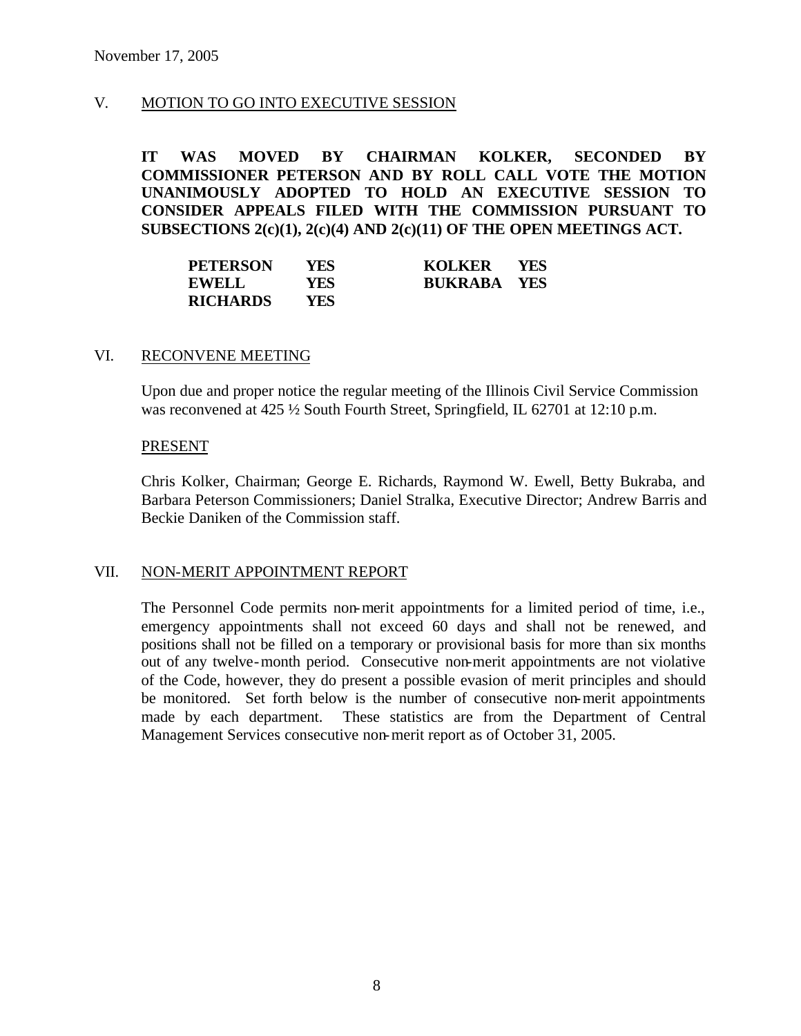November 17, 2005

## V. MOTION TO GO INTO EXECUTIVE SESSION

**IT WAS MOVED BY CHAIRMAN KOLKER, SECONDED BY COMMISSIONER PETERSON AND BY ROLL CALL VOTE THE MOTION UNANIMOUSLY ADOPTED TO HOLD AN EXECUTIVE SESSION TO CONSIDER APPEALS FILED WITH THE COMMISSION PURSUANT TO SUBSECTIONS 2(c)(1), 2(c)(4) AND 2(c)(11) OF THE OPEN MEETINGS ACT.**

| | | | |
|---|---|---|---|
| **PETERSON** | **YES** | **KOLKER** | **YES** |
| **EWELL** | **YES** | **BUKRABA** | **YES** |
| **RICHARDS** | **YES** | | |

## VI. RECONVENE MEETING

Upon due and proper notice the regular meeting of the Illinois Civil Service Commission was reconvened at 425 ½ South Fourth Street, Springfield, IL 62701 at 12:10 p.m.

PRESENT

Chris Kolker, Chairman; George E. Richards, Raymond W. Ewell, Betty Bukraba, and Barbara Peterson Commissioners; Daniel Stralka, Executive Director; Andrew Barris and Beckie Daniken of the Commission staff.

## VII. NON-MERIT APPOINTMENT REPORT

The Personnel Code permits non-merit appointments for a limited period of time, i.e., emergency appointments shall not exceed 60 days and shall not be renewed, and positions shall not be filled on a temporary or provisional basis for more than six months out of any twelve-month period. Consecutive non-merit appointments are not violative of the Code, however, they do present a possible evasion of merit principles and should be monitored. Set forth below is the number of consecutive non-merit appointments made by each department. These statistics are from the Department of Central Management Services consecutive non-merit report as of October 31, 2005.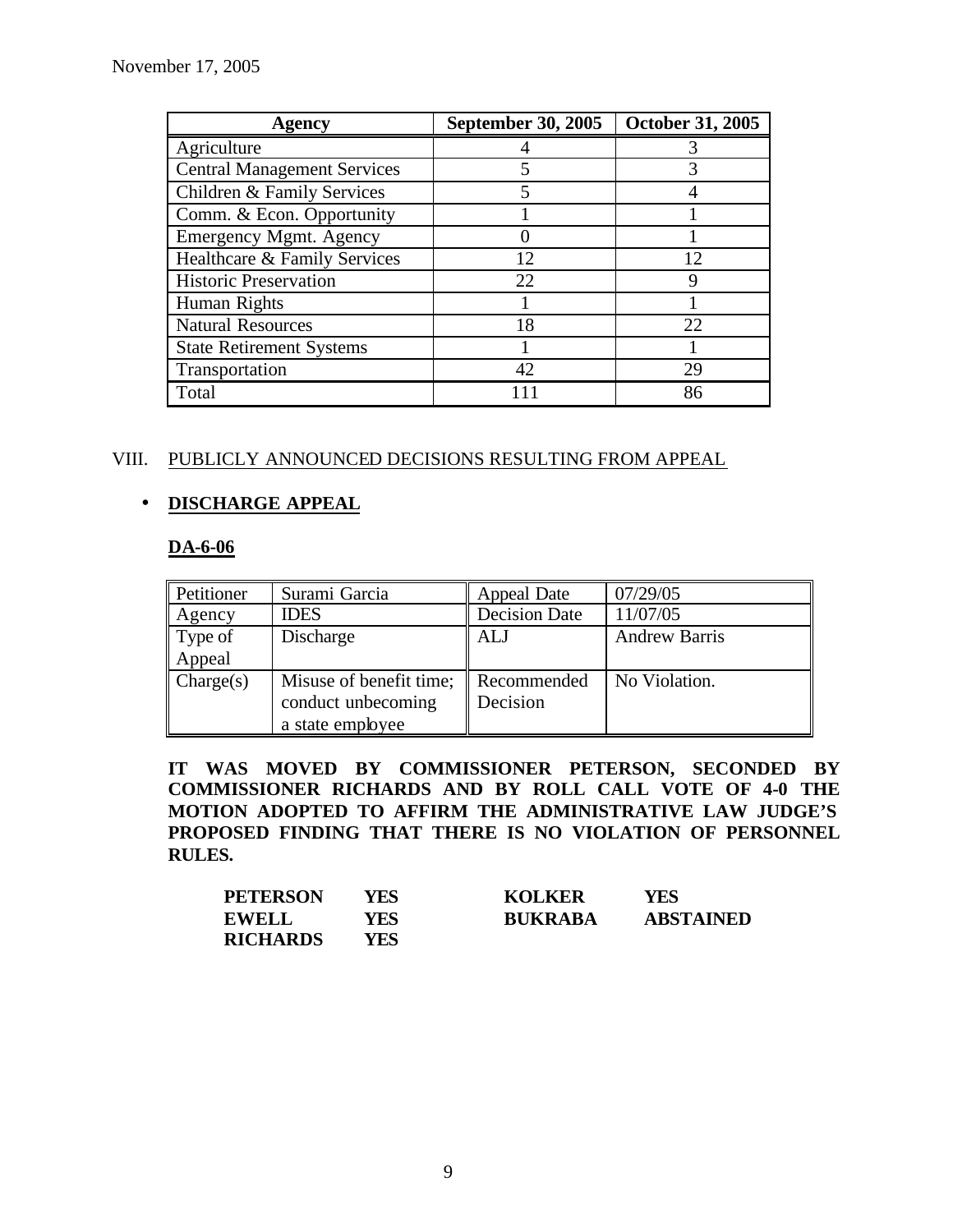| Agency | September 30, 2005 | October 31, 2005 |
|---|---|---|
| Agriculture | 4 | 3 |
| Central Management Services | 5 | 3 |
| Children & Family Services | 5 | 4 |
| Comm. & Econ. Opportunity | 1 | 1 |
| Emergency Mgmt. Agency | 0 | 1 |
| Healthcare & Family Services | 12 | 12 |
| Historic Preservation | 22 | 9 |
| Human Rights | 1 | 1 |
| Natural Resources | 18 | 22 |
| State Retirement Systems | 1 | 1 |
| Transportation | 42 | 29 |
| Total | 111 | 86 |

VIII. PUBLICLY ANNOUNCED DECISIONS RESULTING FROM APPEAL

- **DISCHARGE APPEAL**

**DA-6-06**

| Petitioner | Surami Garcia | Appeal Date | 07/29/05 |
|---|---|---|---|
| Agency | IDES | Decision Date | 11/07/05 |
| Type of Appeal | Discharge | ALJ | Andrew Barris |
| Charge(s) | Misuse of benefit time; conduct unbecoming a state employee | Recommended Decision | No Violation. |

**IT WAS MOVED BY COMMISSIONER PETERSON, SECONDED BY COMMISSIONER RICHARDS AND BY ROLL CALL VOTE OF 4-0 THE MOTION ADOPTED TO AFFIRM THE ADMINISTRATIVE LAW JUDGE'S PROPOSED FINDING THAT THERE IS NO VIOLATION OF PERSONNEL RULES.**

| | | | |
|---|---|---|---|
| **PETERSON** | **YES** | **KOLKER** | **YES** |
| **EWELL** | **YES** | **BUKRABA** | **ABSTAINED** |
| **RICHARDS** | **YES** | | |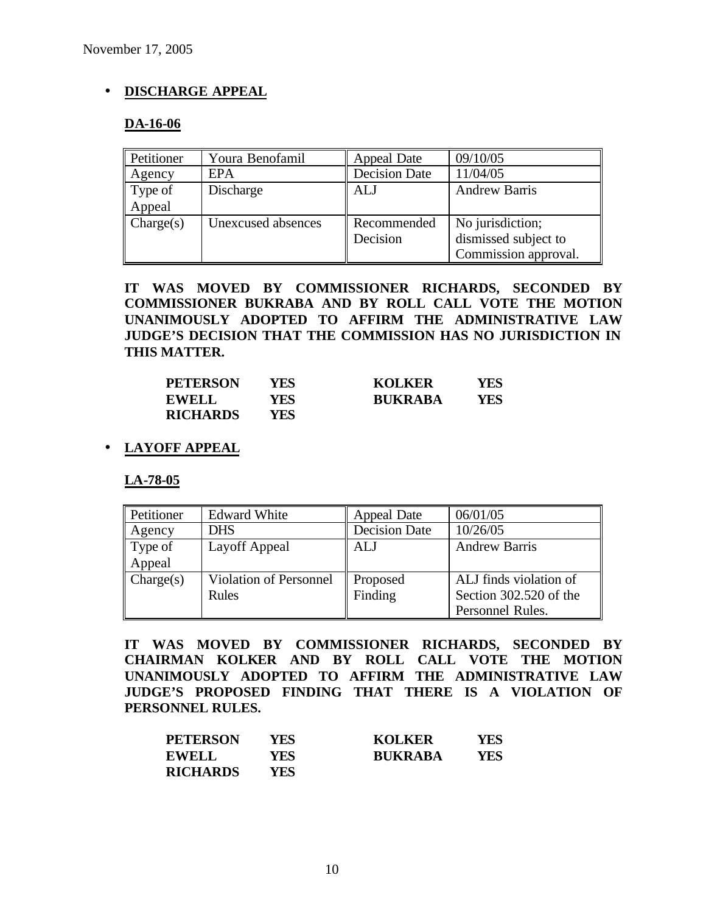November 17, 2005

- **DISCHARGE APPEAL**

**DA-16-06**

| Petitioner | Youra Benofamil | Appeal Date | 09/10/05 |
|---|---|---|---|
| Agency | EPA | Decision Date | 11/04/05 |
| Type of Appeal | Discharge | ALJ | Andrew Barris |
| Charge(s) | Unexcused absences | Recommended Decision | No jurisdiction; dismissed subject to Commission approval. |

**IT WAS MOVED BY COMMISSIONER RICHARDS, SECONDED BY COMMISSIONER BUKRABA AND BY ROLL CALL VOTE THE MOTION UNANIMOUSLY ADOPTED TO AFFIRM THE ADMINISTRATIVE LAW JUDGE'S DECISION THAT THE COMMISSION HAS NO JURISDICTION IN THIS MATTER.**

| | | | |
|---|---|---|---|
| **PETERSON** | **YES** | **KOLKER** | **YES** |
| **EWELL** | **YES** | **BUKRABA** | **YES** |
| **RICHARDS** | **YES** | | |

- **LAYOFF APPEAL**

**LA-78-05**

| Petitioner | Edward White | Appeal Date | 06/01/05 |
|---|---|---|---|
| Agency | DHS | Decision Date | 10/26/05 |
| Type of Appeal | Layoff Appeal | ALJ | Andrew Barris |
| Charge(s) | Violation of Personnel Rules | Proposed Finding | ALJ finds violation of Section 302.520 of the Personnel Rules. |

**IT WAS MOVED BY COMMISSIONER RICHARDS, SECONDED BY CHAIRMAN KOLKER AND BY ROLL CALL VOTE THE MOTION UNANIMOUSLY ADOPTED TO AFFIRM THE ADMINISTRATIVE LAW JUDGE'S PROPOSED FINDING THAT THERE IS A VIOLATION OF PERSONNEL RULES.**

| | | | |
|---|---|---|---|
| **PETERSON** | **YES** | **KOLKER** | **YES** |
| **EWELL** | **YES** | **BUKRABA** | **YES** |
| **RICHARDS** | **YES** | | |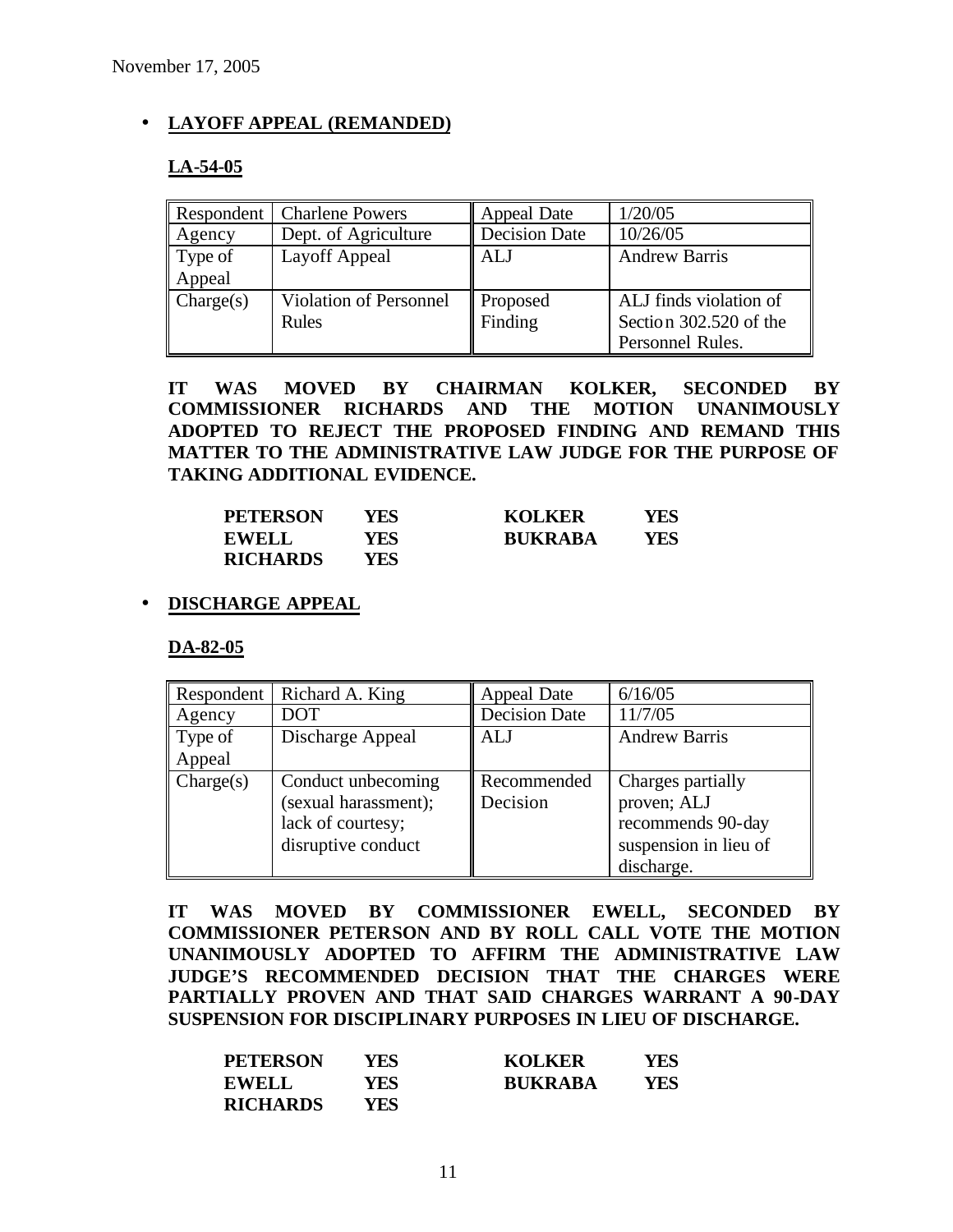November 17, 2005

- **LAYOFF APPEAL (REMANDED)**

**LA-54-05**

| Respondent | Charlene Powers | Appeal Date | 1/20/05 |
|---|---|---|---|
| Agency | Dept. of Agriculture | Decision Date | 10/26/05 |
| Type of Appeal | Layoff Appeal | ALJ | Andrew Barris |
| Charge(s) | Violation of Personnel Rules | Proposed Finding | ALJ finds violation of Section 302.520 of the Personnel Rules. |

**IT WAS MOVED BY CHAIRMAN KOLKER, SECONDED BY COMMISSIONER RICHARDS AND THE MOTION UNANIMOUSLY ADOPTED TO REJECT THE PROPOSED FINDING AND REMAND THIS MATTER TO THE ADMINISTRATIVE LAW JUDGE FOR THE PURPOSE OF TAKING ADDITIONAL EVIDENCE.**

| | | | |
|---|---|---|---|
| **PETERSON** | **YES** | **KOLKER** | **YES** |
| **EWELL** | **YES** | **BUKRABA** | **YES** |
| **RICHARDS** | **YES** | | |

- **DISCHARGE APPEAL**

**DA-82-05**

| Respondent | Richard A. King | Appeal Date | 6/16/05 |
|---|---|---|---|
| Agency | DOT | Decision Date | 11/7/05 |
| Type of Appeal | Discharge Appeal | ALJ | Andrew Barris |
| Charge(s) | Conduct unbecoming (sexual harassment); lack of courtesy; disruptive conduct | Recommended Decision | Charges partially proven; ALJ recommends 90-day suspension in lieu of discharge. |

**IT WAS MOVED BY COMMISSIONER EWELL, SECONDED BY COMMISSIONER PETERSON AND BY ROLL CALL VOTE THE MOTION UNANIMOUSLY ADOPTED TO AFFIRM THE ADMINISTRATIVE LAW JUDGE'S RECOMMENDED DECISION THAT THE CHARGES WERE PARTIALLY PROVEN AND THAT SAID CHARGES WARRANT A 90-DAY SUSPENSION FOR DISCIPLINARY PURPOSES IN LIEU OF DISCHARGE.**

| | | | |
|---|---|---|---|
| **PETERSON** | **YES** | **KOLKER** | **YES** |
| **EWELL** | **YES** | **BUKRABA** | **YES** |
| **RICHARDS** | **YES** | | |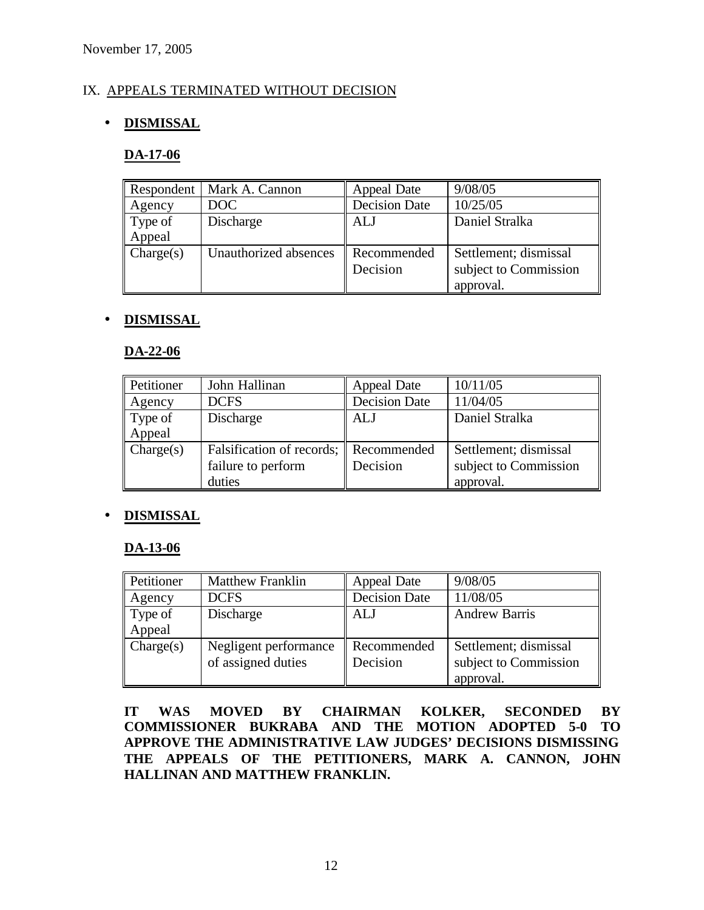November 17, 2005

## IX. APPEALS TERMINATED WITHOUT DECISION

- **DISMISSAL**

**DA-17-06**

| Respondent | Mark A. Cannon | Appeal Date | 9/08/05 |
|---|---|---|---|
| Agency | DOC | Decision Date | 10/25/05 |
| Type of Appeal | Discharge | ALJ | Daniel Stralka |
| Charge(s) | Unauthorized absences | Recommended Decision | Settlement; dismissal subject to Commission approval. |

- **DISMISSAL**

**DA-22-06**

| Petitioner | John Hallinan | Appeal Date | 10/11/05 |
|---|---|---|---|
| Agency | DCFS | Decision Date | 11/04/05 |
| Type of Appeal | Discharge | ALJ | Daniel Stralka |
| Charge(s) | Falsification of records; failure to perform duties | Recommended Decision | Settlement; dismissal subject to Commission approval. |

- **DISMISSAL**

**DA-13-06**

| Petitioner | Matthew Franklin | Appeal Date | 9/08/05 |
|---|---|---|---|
| Agency | DCFS | Decision Date | 11/08/05 |
| Type of Appeal | Discharge | ALJ | Andrew Barris |
| Charge(s) | Negligent performance of assigned duties | Recommended Decision | Settlement; dismissal subject to Commission approval. |

**IT WAS MOVED BY CHAIRMAN KOLKER, SECONDED BY COMMISSIONER BUKRABA AND THE MOTION ADOPTED 5-0 TO APPROVE THE ADMINISTRATIVE LAW JUDGES' DECISIONS DISMISSING THE APPEALS OF THE PETITIONERS, MARK A. CANNON, JOHN HALLINAN AND MATTHEW FRANKLIN.**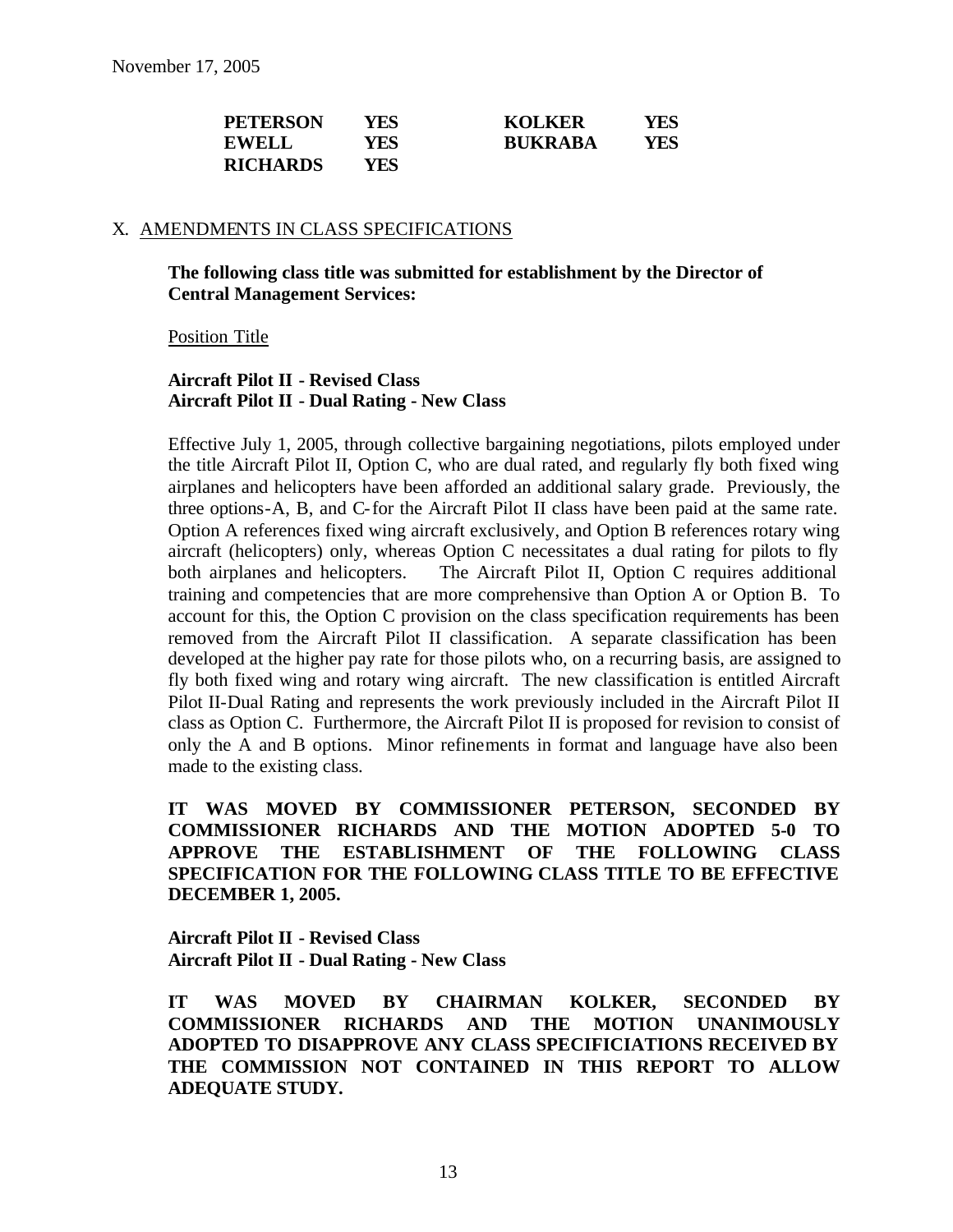November 17, 2005

| | | | |
|---|---|---|---|
| **PETERSON** | **YES** | **KOLKER** | **YES** |
| **EWELL** | **YES** | **BUKRABA** | **YES** |
| **RICHARDS** | **YES** | | |

## X. AMENDMENTS IN CLASS SPECIFICATIONS

**The following class title was submitted for establishment by the Director of Central Management Services:**

Position Title

**Aircraft Pilot II - Revised Class**
**Aircraft Pilot II - Dual Rating - New Class**

Effective July 1, 2005, through collective bargaining negotiations, pilots employed under the title Aircraft Pilot II, Option C, who are dual rated, and regularly fly both fixed wing airplanes and helicopters have been afforded an additional salary grade. Previously, the three options-A, B, and C-for the Aircraft Pilot II class have been paid at the same rate. Option A references fixed wing aircraft exclusively, and Option B references rotary wing aircraft (helicopters) only, whereas Option C necessitates a dual rating for pilots to fly both airplanes and helicopters. The Aircraft Pilot II, Option C requires additional training and competencies that are more comprehensive than Option A or Option B. To account for this, the Option C provision on the class specification requirements has been removed from the Aircraft Pilot II classification. A separate classification has been developed at the higher pay rate for those pilots who, on a recurring basis, are assigned to fly both fixed wing and rotary wing aircraft. The new classification is entitled Aircraft Pilot II-Dual Rating and represents the work previously included in the Aircraft Pilot II class as Option C. Furthermore, the Aircraft Pilot II is proposed for revision to consist of only the A and B options. Minor refinements in format and language have also been made to the existing class.

**IT WAS MOVED BY COMMISSIONER PETERSON, SECONDED BY COMMISSIONER RICHARDS AND THE MOTION ADOPTED 5-0 TO APPROVE THE ESTABLISHMENT OF THE FOLLOWING CLASS SPECIFICATION FOR THE FOLLOWING CLASS TITLE TO BE EFFECTIVE DECEMBER 1, 2005.**

**Aircraft Pilot II - Revised Class**
**Aircraft Pilot II - Dual Rating - New Class**

**IT WAS MOVED BY CHAIRMAN KOLKER, SECONDED BY COMMISSIONER RICHARDS AND THE MOTION UNANIMOUSLY ADOPTED TO DISAPPROVE ANY CLASS SPECIFICIATIONS RECEIVED BY THE COMMISSION NOT CONTAINED IN THIS REPORT TO ALLOW ADEQUATE STUDY.**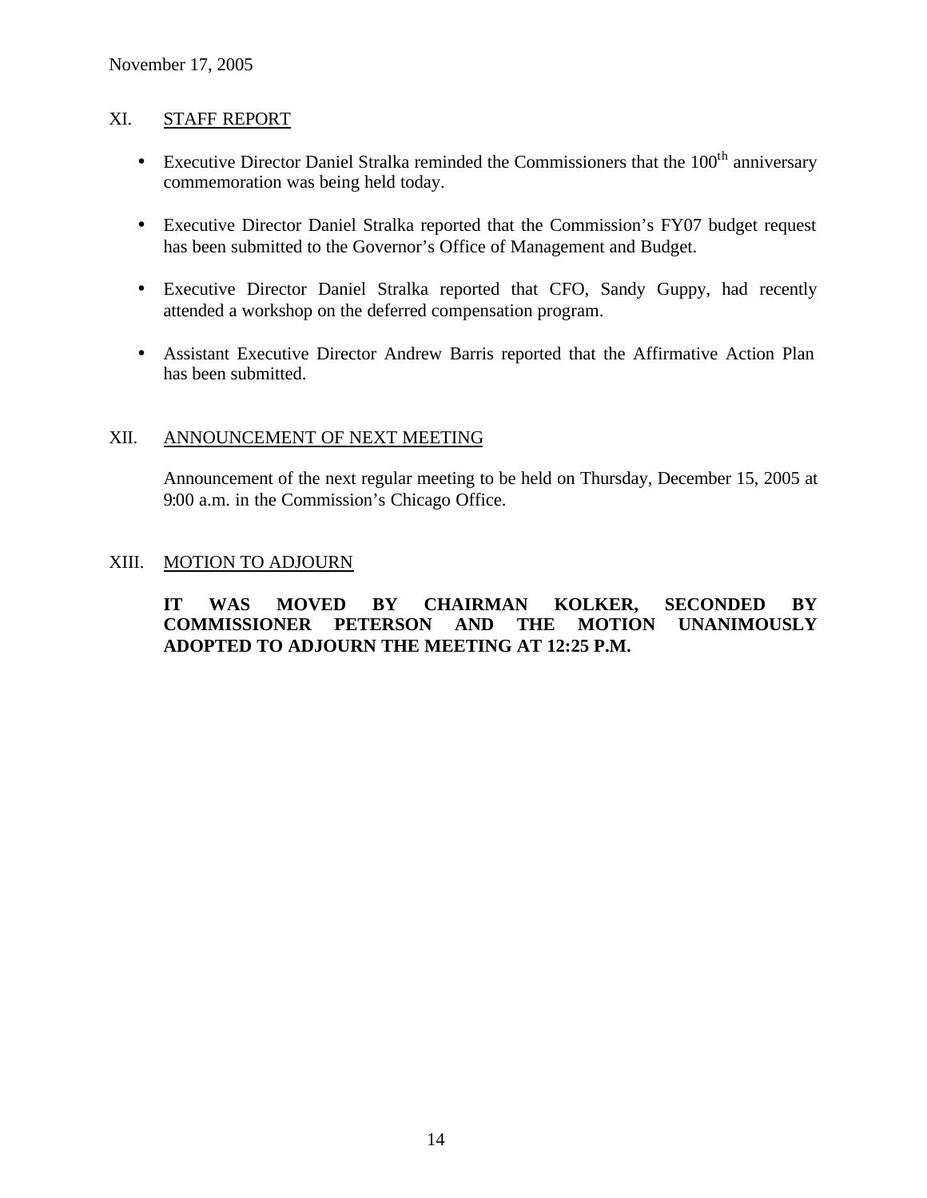November 17, 2005

## XI. STAFF REPORT

- Executive Director Daniel Stralka reminded the Commissioners that the $100^{th}$ anniversary commemoration was being held today.
- Executive Director Daniel Stralka reported that the Commission's FY07 budget request has been submitted to the Governor's Office of Management and Budget.
- Executive Director Daniel Stralka reported that CFO, Sandy Guppy, had recently attended a workshop on the deferred compensation program.
- Assistant Executive Director Andrew Barris reported that the Affirmative Action Plan has been submitted.

## XII. ANNOUNCEMENT OF NEXT MEETING

Announcement of the next regular meeting to be held on Thursday, December 15, 2005 at 9:00 a.m. in the Commission's Chicago Office.

## XIII. MOTION TO ADJOURN

**IT WAS MOVED BY CHAIRMAN KOLKER, SECONDED BY COMMISSIONER PETERSON AND THE MOTION UNANIMOUSLY ADOPTED TO ADJOURN THE MEETING AT 12:25 P.M.**